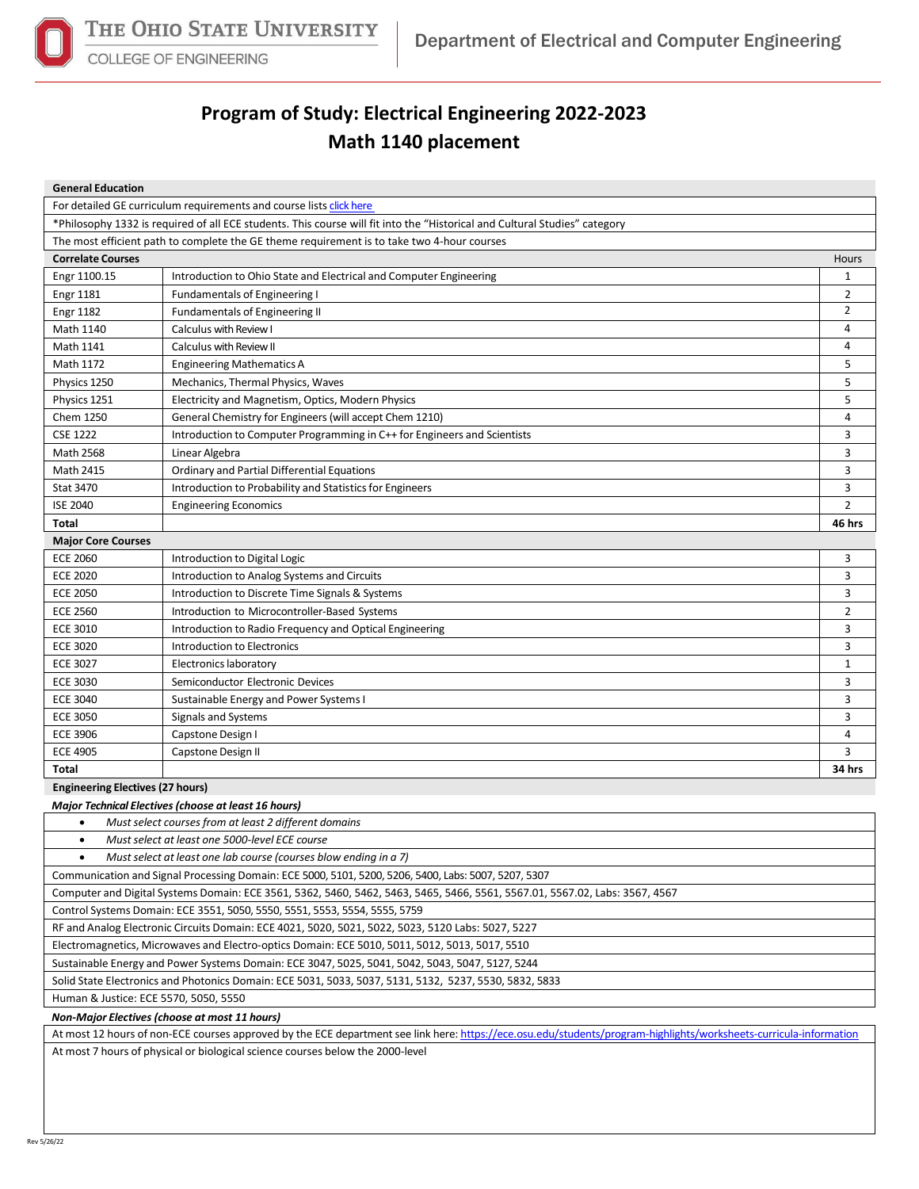# Program of Study: Electrical Engineering 2022-2023
## Math 1140 placement

**General Education**

For detailed GE curriculum requirements and course lists click here

*Philosophy 1332 is required of all ECE students. This course will fit into the "Historical and Cultural Studies" category

The most efficient path to complete the GE theme requirement is to take two 4-hour courses

| **Correlate Courses** | | Hours |
|---|---|---|
| Engr 1100.15 | Introduction to Ohio State and Electrical and Computer Engineering | 1 |
| Engr 1181 | Fundamentals of Engineering I | 2 |
| Engr 1182 | Fundamentals of Engineering II | 2 |
| Math 1140 | Calculus with Review I | 4 |
| Math 1141 | Calculus with Review II | 4 |
| Math 1172 | Engineering Mathematics A | 5 |
| Physics 1250 | Mechanics, Thermal Physics, Waves | 5 |
| Physics 1251 | Electricity and Magnetism, Optics, Modern Physics | 5 |
| Chem 1250 | General Chemistry for Engineers (will accept Chem 1210) | 4 |
| CSE 1222 | Introduction to Computer Programming in C++ for Engineers and Scientists | 3 |
| Math 2568 | Linear Algebra | 3 |
| Math 2415 | Ordinary and Partial Differential Equations | 3 |
| Stat 3470 | Introduction to Probability and Statistics for Engineers | 3 |
| ISE 2040 | Engineering Economics | 2 |
| **Total** | | **46 hrs** |

| **Major Core Courses** | | |
|---|---|---|
| ECE 2060 | Introduction to Digital Logic | 3 |
| ECE 2020 | Introduction to Analog Systems and Circuits | 3 |
| ECE 2050 | Introduction to Discrete Time Signals & Systems | 3 |
| ECE 2560 | Introduction to Microcontroller-Based Systems | 2 |
| ECE 3010 | Introduction to Radio Frequency and Optical Engineering | 3 |
| ECE 3020 | Introduction to Electronics | 3 |
| ECE 3027 | Electronics laboratory | 1 |
| ECE 3030 | Semiconductor Electronic Devices | 3 |
| ECE 3040 | Sustainable Energy and Power Systems I | 3 |
| ECE 3050 | Signals and Systems | 3 |
| ECE 3906 | Capstone Design I | 4 |
| ECE 4905 | Capstone Design II | 3 |
| **Total** | | **34 hrs** |

**Engineering Electives (27 hours)**

***Major Technical Electives (choose at least 16 hours)***

- *Must select courses from at least 2 different domains*
- *Must select at least one 5000-level ECE course*
- *Must select at least one lab course (courses blow ending in a 7)*

Communication and Signal Processing Domain: ECE 5000, 5101, 5200, 5206, 5400, Labs: 5007, 5207, 5307

Computer and Digital Systems Domain: ECE 3561, 5362, 5460, 5462, 5463, 5465, 5466, 5561, 5567.01, 5567.02, Labs: 3567, 4567

Control Systems Domain: ECE 3551, 5050, 5550, 5551, 5553, 5554, 5555, 5759

RF and Analog Electronic Circuits Domain: ECE 4021, 5020, 5021, 5022, 5023, 5120 Labs: 5027, 5227

Electromagnetics, Microwaves and Electro-optics Domain: ECE 5010, 5011, 5012, 5013, 5017, 5510

Sustainable Energy and Power Systems Domain: ECE 3047, 5025, 5041, 5042, 5043, 5047, 5127, 5244

Solid State Electronics and Photonics Domain: ECE 5031, 5033, 5037, 5131, 5132, 5237, 5530, 5832, 5833

Human & Justice: ECE 5570, 5050, 5550

***Non-Major Electives (choose at most 11 hours)***

At most 12 hours of non-ECE courses approved by the ECE department see link here: https://ece.osu.edu/students/program-highlights/worksheets-curricula-information

At most 7 hours of physical or biological science courses below the 2000-level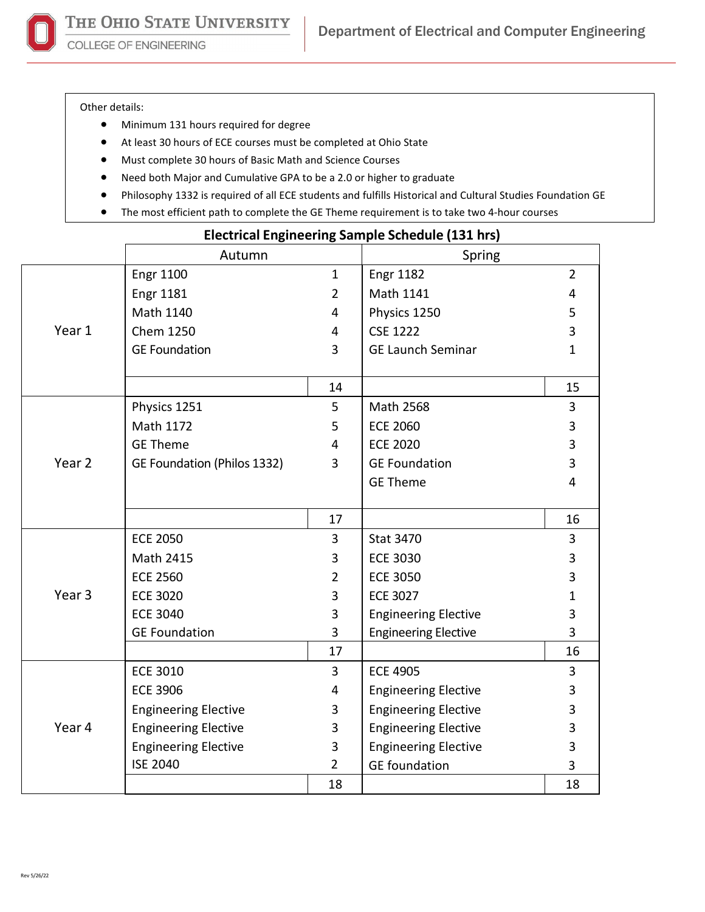Other details:

- Minimum 131 hours required for degree
- At least 30 hours of ECE courses must be completed at Ohio State
- Must complete 30 hours of Basic Math and Science Courses
- Need both Major and Cumulative GPA to be a 2.0 or higher to graduate
- Philosophy 1332 is required of all ECE students and fulfills Historical and Cultural Studies Foundation GE
- The most efficient path to complete the GE Theme requirement is to take two 4-hour courses

## Electrical Engineering Sample Schedule (131 hrs)

| | Autumn | | Spring | |
|---|---|---|---|---|
| Year 1 | Engr 1100 | 1 | Engr 1182 | 2 |
| | Engr 1181 | 2 | Math 1141 | 4 |
| | Math 1140 | 4 | Physics 1250 | 5 |
| | Chem 1250 | 4 | CSE 1222 | 3 |
| | GE Foundation | 3 | GE Launch Seminar | 1 |
| | | 14 | | 15 |
| Year 2 | Physics 1251 | 5 | Math 2568 | 3 |
| | Math 1172 | 5 | ECE 2060 | 3 |
| | GE Theme | 4 | ECE 2020 | 3 |
| | GE Foundation (Philos 1332) | 3 | GE Foundation | 3 |
| | | | GE Theme | 4 |
| | | 17 | | 16 |
| Year 3 | ECE 2050 | 3 | Stat 3470 | 3 |
| | Math 2415 | 3 | ECE 3030 | 3 |
| | ECE 2560 | 2 | ECE 3050 | 3 |
| | ECE 3020 | 3 | ECE 3027 | 1 |
| | ECE 3040 | 3 | Engineering Elective | 3 |
| | GE Foundation | 3 | Engineering Elective | 3 |
| | | 17 | | 16 |
| Year 4 | ECE 3010 | 3 | ECE 4905 | 3 |
| | ECE 3906 | 4 | Engineering Elective | 3 |
| | Engineering Elective | 3 | Engineering Elective | 3 |
| | Engineering Elective | 3 | Engineering Elective | 3 |
| | Engineering Elective | 3 | Engineering Elective | 3 |
| | ISE 2040 | 2 | GE foundation | 3 |
| | | 18 | | 18 |

Rev 5/26/22